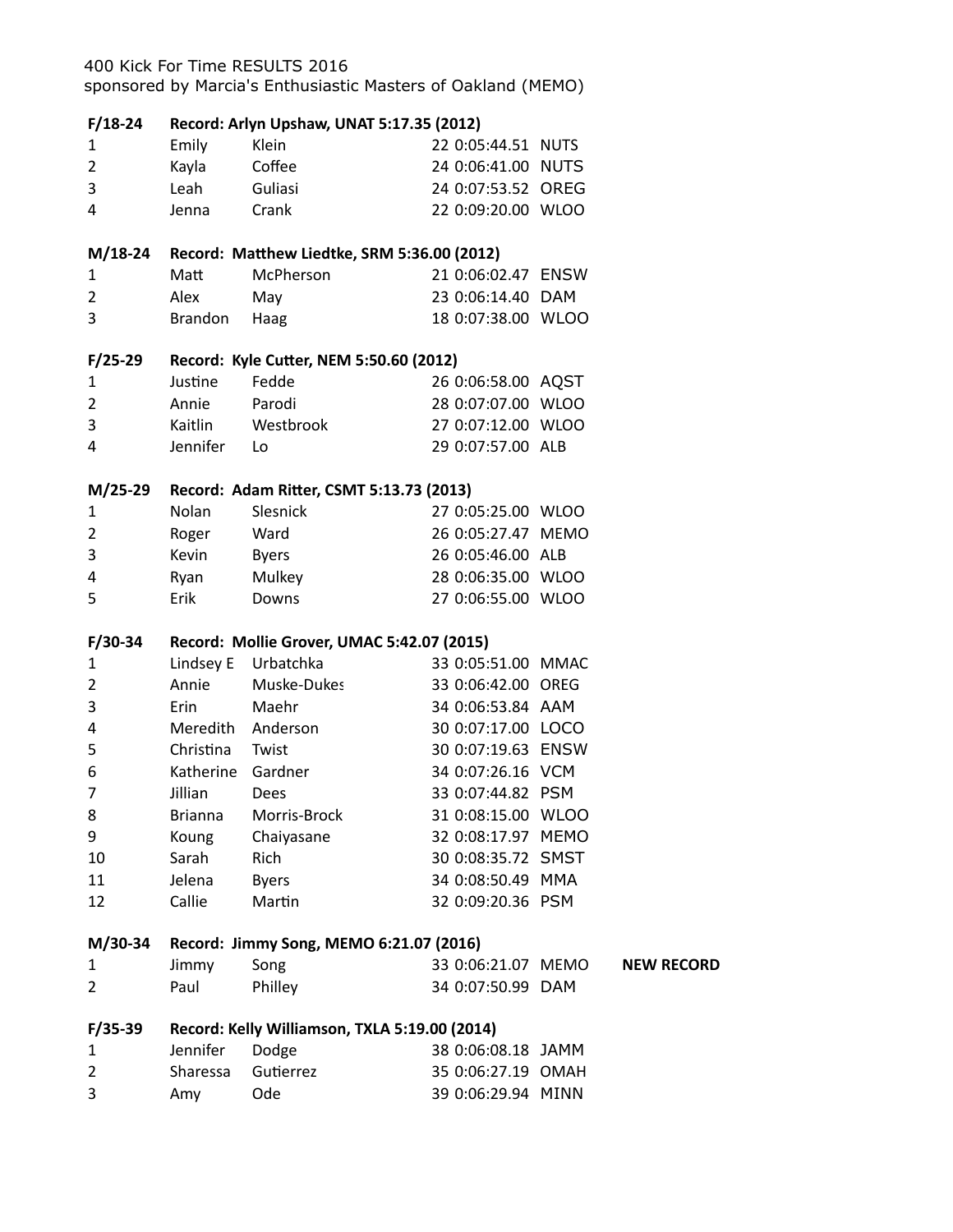400 Kick For Time RESULTS 2016
sponsored by Marcia's Enthusiastic Masters of Oakland (MEMO)

**F/18-24 Record: Arlyn Upshaw, UNAT 5:17.35 (2012)**

| Place | First | Last | Age | Time | Team | |
|---|---|---|---|---|---|---|
| 1 | Emily | Klein | 22 | 0:05:44.51 | NUTS | |
| 2 | Kayla | Coffee | 24 | 0:06:41.00 | NUTS | |
| 3 | Leah | Guliasi | 24 | 0:07:53.52 | OREG | |
| 4 | Jenna | Crank | 22 | 0:09:20.00 | WLOO | |

**M/18-24 Record: Matthew Liedtke, SRM 5:36.00 (2012)**

| Place | First | Last | Age | Time | Team | |
|---|---|---|---|---|---|---|
| 1 | Matt | McPherson | 21 | 0:06:02.47 | ENSW | |
| 2 | Alex | May | 23 | 0:06:14.40 | DAM | |
| 3 | Brandon | Haag | 18 | 0:07:38.00 | WLOO | |

**F/25-29 Record: Kyle Cutter, NEM 5:50.60 (2012)**

| Place | First | Last | Age | Time | Team | |
|---|---|---|---|---|---|---|
| 1 | Justine | Fedde | 26 | 0:06:58.00 | AQST | |
| 2 | Annie | Parodi | 28 | 0:07:07.00 | WLOO | |
| 3 | Kaitlin | Westbrook | 27 | 0:07:12.00 | WLOO | |
| 4 | Jennifer | Lo | 29 | 0:07:57.00 | ALB | |

**M/25-29 Record: Adam Ritter, CSMT 5:13.73 (2013)**

| Place | First | Last | Age | Time | Team | |
|---|---|---|---|---|---|---|
| 1 | Nolan | Slesnick | 27 | 0:05:25.00 | WLOO | |
| 2 | Roger | Ward | 26 | 0:05:27.47 | MEMO | |
| 3 | Kevin | Byers | 26 | 0:05:46.00 | ALB | |
| 4 | Ryan | Mulkey | 28 | 0:06:35.00 | WLOO | |
| 5 | Erik | Downs | 27 | 0:06:55.00 | WLOO | |

**F/30-34 Record: Mollie Grover, UMAC 5:42.07 (2015)**

| Place | First | Last | Age | Time | Team | |
|---|---|---|---|---|---|---|
| 1 | Lindsey E | Urbatchka | 33 | 0:05:51.00 | MMAC | |
| 2 | Annie | Muske-Dukes | 33 | 0:06:42.00 | OREG | |
| 3 | Erin | Maehr | 34 | 0:06:53.84 | AAM | |
| 4 | Meredith | Anderson | 30 | 0:07:17.00 | LOCO | |
| 5 | Christina | Twist | 30 | 0:07:19.63 | ENSW | |
| 6 | Katherine | Gardner | 34 | 0:07:26.16 | VCM | |
| 7 | Jillian | Dees | 33 | 0:07:44.82 | PSM | |
| 8 | Brianna | Morris-Brock | 31 | 0:08:15.00 | WLOO | |
| 9 | Koung | Chaiyasane | 32 | 0:08:17.97 | MEMO | |
| 10 | Sarah | Rich | 30 | 0:08:35.72 | SMST | |
| 11 | Jelena | Byers | 34 | 0:08:50.49 | MMA | |
| 12 | Callie | Martin | 32 | 0:09:20.36 | PSM | |

**M/30-34 Record: Jimmy Song, MEMO 6:21.07 (2016)**

| Place | First | Last | Age | Time | Team | |
|---|---|---|---|---|---|---|
| 1 | Jimmy | Song | 33 | 0:06:21.07 | MEMO | **NEW RECORD** |
| 2 | Paul | Philley | 34 | 0:07:50.99 | DAM | |

**F/35-39 Record: Kelly Williamson, TXLA 5:19.00 (2014)**

| Place | First | Last | Age | Time | Team | |
|---|---|---|---|---|---|---|
| 1 | Jennifer | Dodge | 38 | 0:06:08.18 | JAMM | |
| 2 | Sharessa | Gutierrez | 35 | 0:06:27.19 | OMAH | |
| 3 | Amy | Ode | 39 | 0:06:29.94 | MINN | |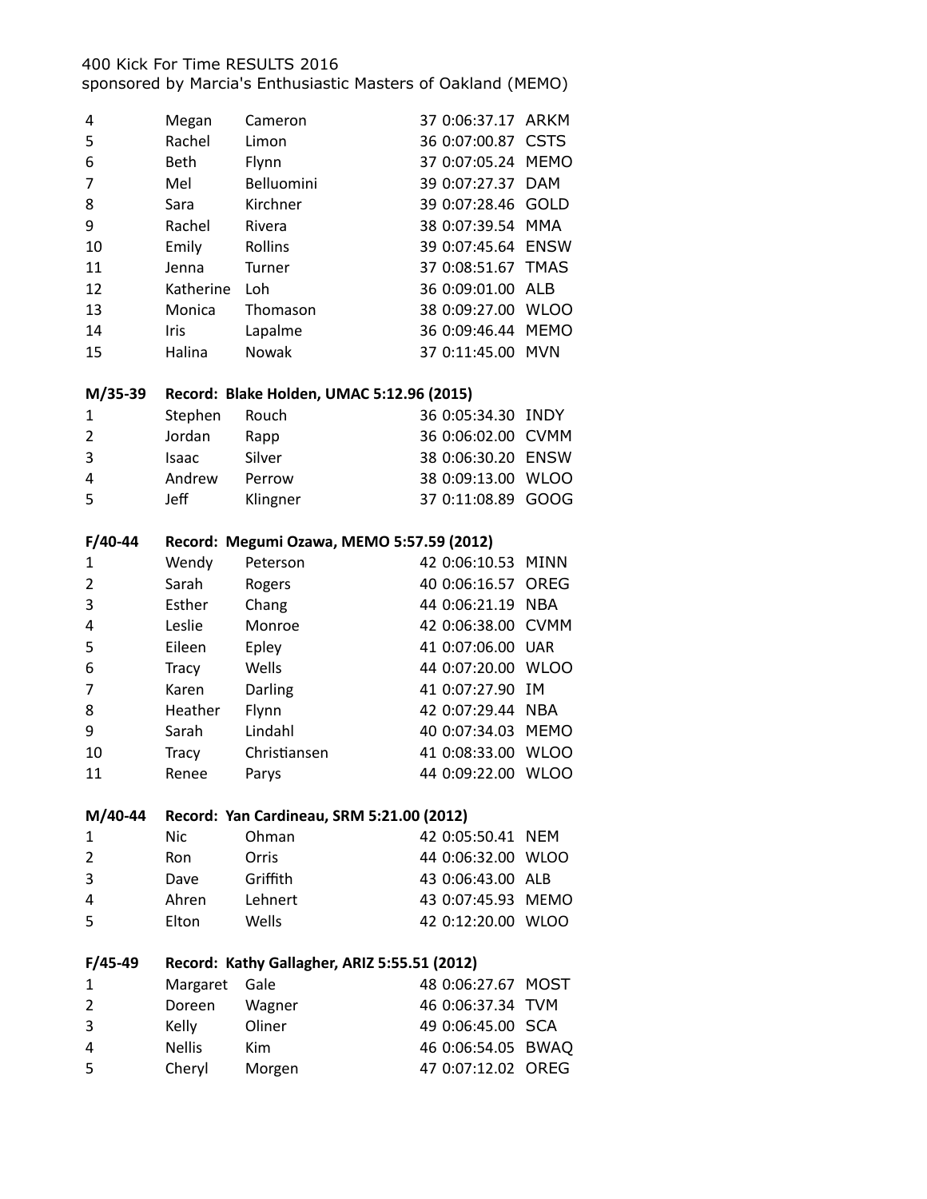400 Kick For Time RESULTS 2016
sponsored by Marcia's Enthusiastic Masters of Oakland (MEMO)

| | | | | | |
|---|---|---|---|---|---|
| 4 | Megan | Cameron | 37 | 0:06:37.17 | ARKM |
| 5 | Rachel | Limon | 36 | 0:07:00.87 | CSTS |
| 6 | Beth | Flynn | 37 | 0:07:05.24 | MEMO |
| 7 | Mel | Belluomini | 39 | 0:07:27.37 | DAM |
| 8 | Sara | Kirchner | 39 | 0:07:28.46 | GOLD |
| 9 | Rachel | Rivera | 38 | 0:07:39.54 | MMA |
| 10 | Emily | Rollins | 39 | 0:07:45.64 | ENSW |
| 11 | Jenna | Turner | 37 | 0:08:51.67 | TMAS |
| 12 | Katherine | Loh | 36 | 0:09:01.00 | ALB |
| 13 | Monica | Thomason | 38 | 0:09:27.00 | WLOO |
| 14 | Iris | Lapalme | 36 | 0:09:46.44 | MEMO |
| 15 | Halina | Nowak | 37 | 0:11:45.00 | MVN |

**M/35-39 Record: Blake Holden, UMAC 5:12.96 (2015)**

| | | | | | |
|---|---|---|---|---|---|
| 1 | Stephen | Rouch | 36 | 0:05:34.30 | INDY |
| 2 | Jordan | Rapp | 36 | 0:06:02.00 | CVMM |
| 3 | Isaac | Silver | 38 | 0:06:30.20 | ENSW |
| 4 | Andrew | Perrow | 38 | 0:09:13.00 | WLOO |
| 5 | Jeff | Klingner | 37 | 0:11:08.89 | GOOG |

**F/40-44 Record: Megumi Ozawa, MEMO 5:57.59 (2012)**

| | | | | | |
|---|---|---|---|---|---|
| 1 | Wendy | Peterson | 42 | 0:06:10.53 | MINN |
| 2 | Sarah | Rogers | 40 | 0:06:16.57 | OREG |
| 3 | Esther | Chang | 44 | 0:06:21.19 | NBA |
| 4 | Leslie | Monroe | 42 | 0:06:38.00 | CVMM |
| 5 | Eileen | Epley | 41 | 0:07:06.00 | UAR |
| 6 | Tracy | Wells | 44 | 0:07:20.00 | WLOO |
| 7 | Karen | Darling | 41 | 0:07:27.90 | IM |
| 8 | Heather | Flynn | 42 | 0:07:29.44 | NBA |
| 9 | Sarah | Lindahl | 40 | 0:07:34.03 | MEMO |
| 10 | Tracy | Christiansen | 41 | 0:08:33.00 | WLOO |
| 11 | Renee | Parys | 44 | 0:09:22.00 | WLOO |

**M/40-44 Record: Yan Cardineau, SRM 5:21.00 (2012)**

| | | | | | |
|---|---|---|---|---|---|
| 1 | Nic | Ohman | 42 | 0:05:50.41 | NEM |
| 2 | Ron | Orris | 44 | 0:06:32.00 | WLOO |
| 3 | Dave | Griffith | 43 | 0:06:43.00 | ALB |
| 4 | Ahren | Lehnert | 43 | 0:07:45.93 | MEMO |
| 5 | Elton | Wells | 42 | 0:12:20.00 | WLOO |

**F/45-49 Record: Kathy Gallagher, ARIZ 5:55.51 (2012)**

| | | | | | |
|---|---|---|---|---|---|
| 1 | Margaret | Gale | 48 | 0:06:27.67 | MOST |
| 2 | Doreen | Wagner | 46 | 0:06:37.34 | TVM |
| 3 | Kelly | Oliner | 49 | 0:06:45.00 | SCA |
| 4 | Nellis | Kim | 46 | 0:06:54.05 | BWAQ |
| 5 | Cheryl | Morgen | 47 | 0:07:12.02 | OREG |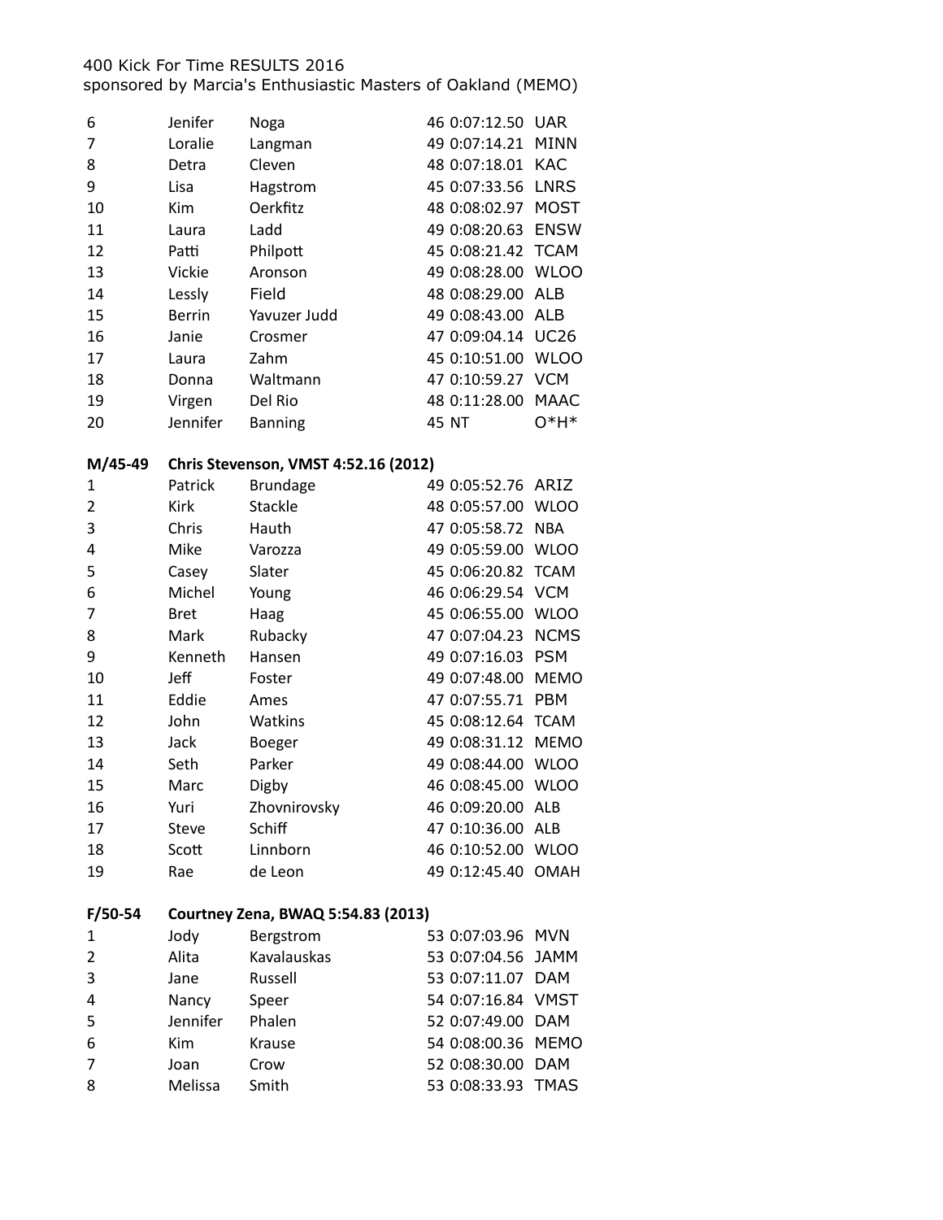400 Kick For Time RESULTS 2016
sponsored by Marcia's Enthusiastic Masters of Oakland (MEMO)

| | | | | | |
|---|---|---|---|---|---|
| 6 | Jenifer | Noga | 46 | 0:07:12.50 | UAR |
| 7 | Loralie | Langman | 49 | 0:07:14.21 | MINN |
| 8 | Detra | Cleven | 48 | 0:07:18.01 | KAC |
| 9 | Lisa | Hagstrom | 45 | 0:07:33.56 | LNRS |
| 10 | Kim | Oerkfitz | 48 | 0:08:02.97 | MOST |
| 11 | Laura | Ladd | 49 | 0:08:20.63 | ENSW |
| 12 | Patti | Philpott | 45 | 0:08:21.42 | TCAM |
| 13 | Vickie | Aronson | 49 | 0:08:28.00 | WLOO |
| 14 | Lessly | Field | 48 | 0:08:29.00 | ALB |
| 15 | Berrin | Yavuzer Judd | 49 | 0:08:43.00 | ALB |
| 16 | Janie | Crosmer | 47 | 0:09:04.14 | UC26 |
| 17 | Laura | Zahm | 45 | 0:10:51.00 | WLOO |
| 18 | Donna | Waltmann | 47 | 0:10:59.27 | VCM |
| 19 | Virgen | Del Rio | 48 | 0:11:28.00 | MAAC |
| 20 | Jennifer | Banning | 45 | NT | O*H* |

**M/45-49 Chris Stevenson, VMST 4:52.16 (2012)**

| | | | | | |
|---|---|---|---|---|---|
| 1 | Patrick | Brundage | 49 | 0:05:52.76 | ARIZ |
| 2 | Kirk | Stackle | 48 | 0:05:57.00 | WLOO |
| 3 | Chris | Hauth | 47 | 0:05:58.72 | NBA |
| 4 | Mike | Varozza | 49 | 0:05:59.00 | WLOO |
| 5 | Casey | Slater | 45 | 0:06:20.82 | TCAM |
| 6 | Michel | Young | 46 | 0:06:29.54 | VCM |
| 7 | Bret | Haag | 45 | 0:06:55.00 | WLOO |
| 8 | Mark | Rubacky | 47 | 0:07:04.23 | NCMS |
| 9 | Kenneth | Hansen | 49 | 0:07:16.03 | PSM |
| 10 | Jeff | Foster | 49 | 0:07:48.00 | MEMO |
| 11 | Eddie | Ames | 47 | 0:07:55.71 | PBM |
| 12 | John | Watkins | 45 | 0:08:12.64 | TCAM |
| 13 | Jack | Boeger | 49 | 0:08:31.12 | MEMO |
| 14 | Seth | Parker | 49 | 0:08:44.00 | WLOO |
| 15 | Marc | Digby | 46 | 0:08:45.00 | WLOO |
| 16 | Yuri | Zhovnirovsky | 46 | 0:09:20.00 | ALB |
| 17 | Steve | Schiff | 47 | 0:10:36.00 | ALB |
| 18 | Scott | Linnborn | 46 | 0:10:52.00 | WLOO |
| 19 | Rae | de Leon | 49 | 0:12:45.40 | OMAH |

**F/50-54 Courtney Zena, BWAQ 5:54.83 (2013)**

| | | | | | |
|---|---|---|---|---|---|
| 1 | Jody | Bergstrom | 53 | 0:07:03.96 | MVN |
| 2 | Alita | Kavalauskas | 53 | 0:07:04.56 | JAMM |
| 3 | Jane | Russell | 53 | 0:07:11.07 | DAM |
| 4 | Nancy | Speer | 54 | 0:07:16.84 | VMST |
| 5 | Jennifer | Phalen | 52 | 0:07:49.00 | DAM |
| 6 | Kim | Krause | 54 | 0:08:00.36 | MEMO |
| 7 | Joan | Crow | 52 | 0:08:30.00 | DAM |
| 8 | Melissa | Smith | 53 | 0:08:33.93 | TMAS |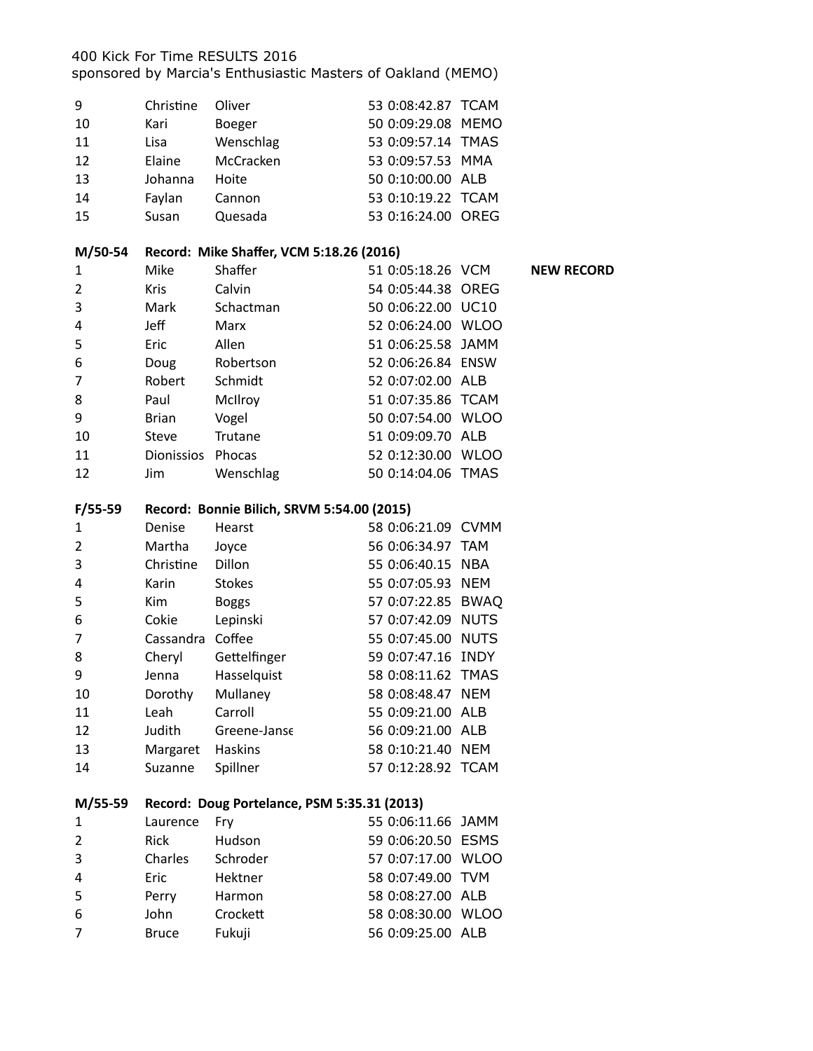400 Kick For Time RESULTS 2016
sponsored by Marcia's Enthusiastic Masters of Oakland (MEMO)

| | | | | | | |
|---|---|---|---|---|---|---|
| 9 | Christine | Oliver | 53 | 0:08:42.87 | TCAM | |
| 10 | Kari | Boeger | 50 | 0:09:29.08 | MEMO | |
| 11 | Lisa | Wenschlag | 53 | 0:09:57.14 | TMAS | |
| 12 | Elaine | McCracken | 53 | 0:09:57.53 | MMA | |
| 13 | Johanna | Hoite | 50 | 0:10:00.00 | ALB | |
| 14 | Faylan | Cannon | 53 | 0:10:19.22 | TCAM | |
| 15 | Susan | Quesada | 53 | 0:16:24.00 | OREG | |

**M/50-54 Record: Mike Shaffer, VCM 5:18.26 (2016)**

| | | | | | | |
|---|---|---|---|---|---|---|
| 1 | Mike | Shaffer | 51 | 0:05:18.26 | VCM | **NEW RECORD** |
| 2 | Kris | Calvin | 54 | 0:05:44.38 | OREG | |
| 3 | Mark | Schactman | 50 | 0:06:22.00 | UC10 | |
| 4 | Jeff | Marx | 52 | 0:06:24.00 | WLOO | |
| 5 | Eric | Allen | 51 | 0:06:25.58 | JAMM | |
| 6 | Doug | Robertson | 52 | 0:06:26.84 | ENSW | |
| 7 | Robert | Schmidt | 52 | 0:07:02.00 | ALB | |
| 8 | Paul | McIlroy | 51 | 0:07:35.86 | TCAM | |
| 9 | Brian | Vogel | 50 | 0:07:54.00 | WLOO | |
| 10 | Steve | Trutane | 51 | 0:09:09.70 | ALB | |
| 11 | Dionissios | Phocas | 52 | 0:12:30.00 | WLOO | |
| 12 | Jim | Wenschlag | 50 | 0:14:04.06 | TMAS | |

**F/55-59 Record: Bonnie Bilich, SRVM 5:54.00 (2015)**

| | | | | | |
|---|---|---|---|---|---|
| 1 | Denise | Hearst | 58 | 0:06:21.09 | CVMM |
| 2 | Martha | Joyce | 56 | 0:06:34.97 | TAM |
| 3 | Christine | Dillon | 55 | 0:06:40.15 | NBA |
| 4 | Karin | Stokes | 55 | 0:07:05.93 | NEM |
| 5 | Kim | Boggs | 57 | 0:07:22.85 | BWAQ |
| 6 | Cokie | Lepinski | 57 | 0:07:42.09 | NUTS |
| 7 | Cassandra | Coffee | 55 | 0:07:45.00 | NUTS |
| 8 | Cheryl | Gettelfinger | 59 | 0:07:47.16 | INDY |
| 9 | Jenna | Hasselquist | 58 | 0:08:11.62 | TMAS |
| 10 | Dorothy | Mullaney | 58 | 0:08:48.47 | NEM |
| 11 | Leah | Carroll | 55 | 0:09:21.00 | ALB |
| 12 | Judith | Greene-Janse | 56 | 0:09:21.00 | ALB |
| 13 | Margaret | Haskins | 58 | 0:10:21.40 | NEM |
| 14 | Suzanne | Spillner | 57 | 0:12:28.92 | TCAM |

**M/55-59 Record: Doug Portelance, PSM 5:35.31 (2013)**

| | | | | | |
|---|---|---|---|---|---|
| 1 | Laurence | Fry | 55 | 0:06:11.66 | JAMM |
| 2 | Rick | Hudson | 59 | 0:06:20.50 | ESMS |
| 3 | Charles | Schroder | 57 | 0:07:17.00 | WLOO |
| 4 | Eric | Hektner | 58 | 0:07:49.00 | TVM |
| 5 | Perry | Harmon | 58 | 0:08:27.00 | ALB |
| 6 | John | Crockett | 58 | 0:08:30.00 | WLOO |
| 7 | Bruce | Fukuji | 56 | 0:09:25.00 | ALB |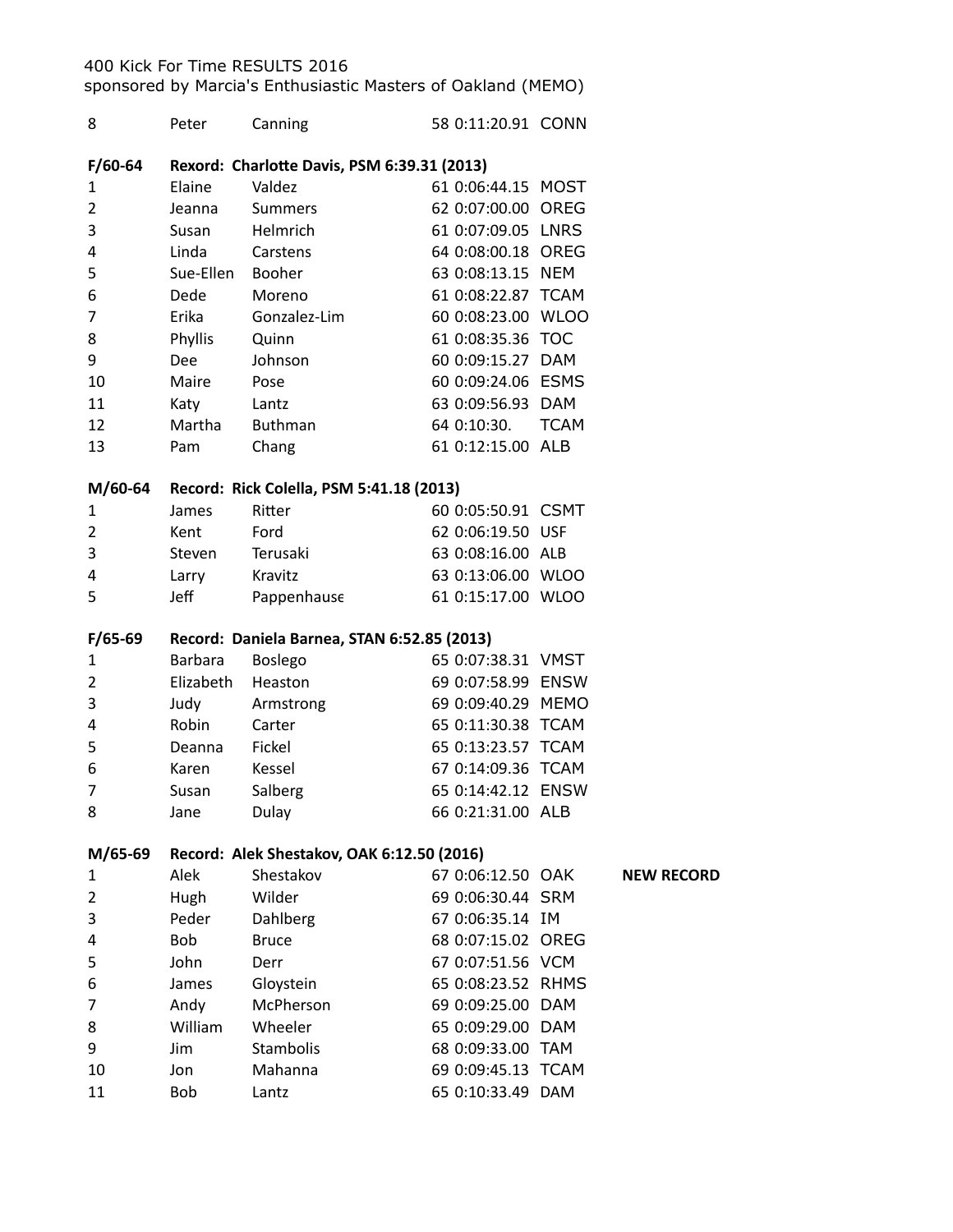400 Kick For Time RESULTS 2016
sponsored by Marcia's Enthusiastic Masters of Oakland (MEMO)

| | | | | | | |
|---|---|---|---|---|---|---|
| 8 | Peter | Canning | 58 | 0:11:20.91 | CONN | |
| **F/60-64** | **Rexord: Charlotte Davis, PSM 6:39.31 (2013)** | | | | | |
| 1 | Elaine | Valdez | 61 | 0:06:44.15 | MOST | |
| 2 | Jeanna | Summers | 62 | 0:07:00.00 | OREG | |
| 3 | Susan | Helmrich | 61 | 0:07:09.05 | LNRS | |
| 4 | Linda | Carstens | 64 | 0:08:00.18 | OREG | |
| 5 | Sue-Ellen | Booher | 63 | 0:08:13.15 | NEM | |
| 6 | Dede | Moreno | 61 | 0:08:22.87 | TCAM | |
| 7 | Erika | Gonzalez-Lim | 60 | 0:08:23.00 | WLOO | |
| 8 | Phyllis | Quinn | 61 | 0:08:35.36 | TOC | |
| 9 | Dee | Johnson | 60 | 0:09:15.27 | DAM | |
| 10 | Maire | Pose | 60 | 0:09:24.06 | ESMS | |
| 11 | Katy | Lantz | 63 | 0:09:56.93 | DAM | |
| 12 | Martha | Buthman | 64 | 0:10:30. | TCAM | |
| 13 | Pam | Chang | 61 | 0:12:15.00 | ALB | |
| **M/60-64** | **Record: Rick Colella, PSM 5:41.18 (2013)** | | | | | |
| 1 | James | Ritter | 60 | 0:05:50.91 | CSMT | |
| 2 | Kent | Ford | 62 | 0:06:19.50 | USF | |
| 3 | Steven | Terusaki | 63 | 0:08:16.00 | ALB | |
| 4 | Larry | Kravitz | 63 | 0:13:06.00 | WLOO | |
| 5 | Jeff | Pappenhause | 61 | 0:15:17.00 | WLOO | |
| **F/65-69** | **Record: Daniela Barnea, STAN 6:52.85 (2013)** | | | | | |
| 1 | Barbara | Boslego | 65 | 0:07:38.31 | VMST | |
| 2 | Elizabeth | Heaston | 69 | 0:07:58.99 | ENSW | |
| 3 | Judy | Armstrong | 69 | 0:09:40.29 | MEMO | |
| 4 | Robin | Carter | 65 | 0:11:30.38 | TCAM | |
| 5 | Deanna | Fickel | 65 | 0:13:23.57 | TCAM | |
| 6 | Karen | Kessel | 67 | 0:14:09.36 | TCAM | |
| 7 | Susan | Salberg | 65 | 0:14:42.12 | ENSW | |
| 8 | Jane | Dulay | 66 | 0:21:31.00 | ALB | |
| **M/65-69** | **Record: Alek Shestakov, OAK 6:12.50 (2016)** | | | | | |
| 1 | Alek | Shestakov | 67 | 0:06:12.50 | OAK | **NEW RECORD** |
| 2 | Hugh | Wilder | 69 | 0:06:30.44 | SRM | |
| 3 | Peder | Dahlberg | 67 | 0:06:35.14 | IM | |
| 4 | Bob | Bruce | 68 | 0:07:15.02 | OREG | |
| 5 | John | Derr | 67 | 0:07:51.56 | VCM | |
| 6 | James | Gloystein | 65 | 0:08:23.52 | RHMS | |
| 7 | Andy | McPherson | 69 | 0:09:25.00 | DAM | |
| 8 | William | Wheeler | 65 | 0:09:29.00 | DAM | |
| 9 | Jim | Stambolis | 68 | 0:09:33.00 | TAM | |
| 10 | Jon | Mahanna | 69 | 0:09:45.13 | TCAM | |
| 11 | Bob | Lantz | 65 | 0:10:33.49 | DAM | |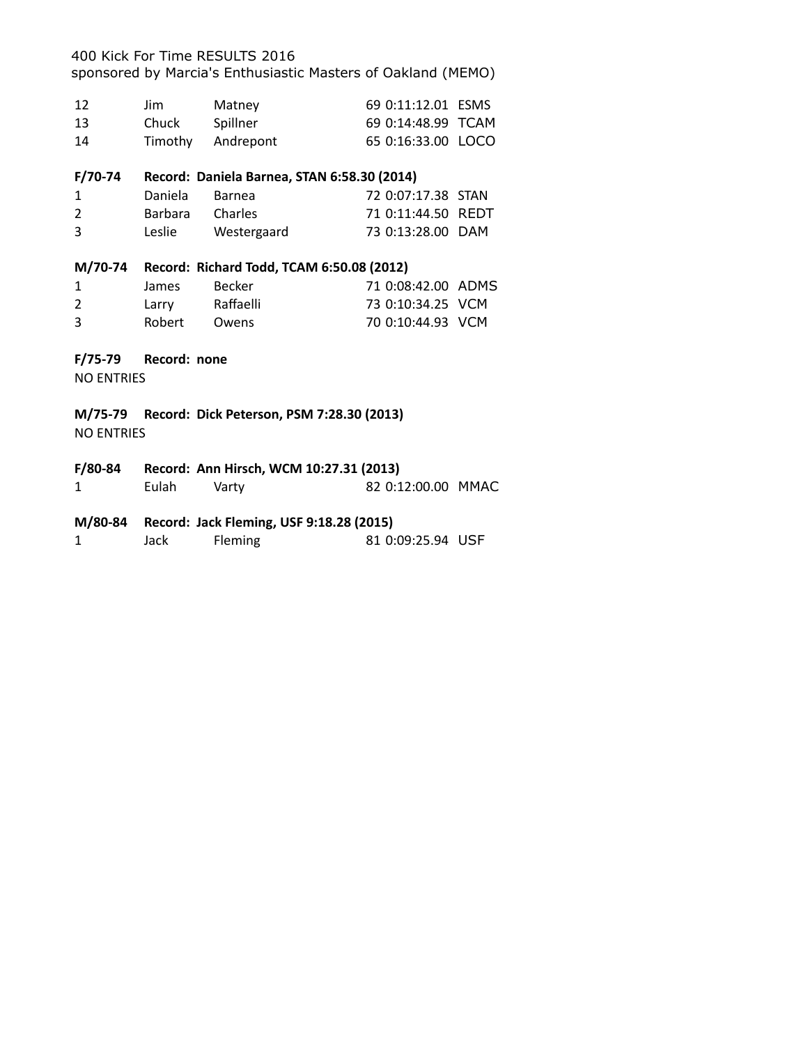400 Kick For Time RESULTS 2016
sponsored by Marcia's Enthusiastic Masters of Oakland (MEMO)

| | | | | | |
|---|---|---|---|---|---|
| 12 | Jim | Matney | 69 | 0:11:12.01 | ESMS |
| 13 | Chuck | Spillner | 69 | 0:14:48.99 | TCAM |
| 14 | Timothy | Andrepont | 65 | 0:16:33.00 | LOCO |

**F/70-74 Record: Daniela Barnea, STAN 6:58.30 (2014)**

| | | | | | |
|---|---|---|---|---|---|
| 1 | Daniela | Barnea | 72 | 0:07:17.38 | STAN |
| 2 | Barbara | Charles | 71 | 0:11:44.50 | REDT |
| 3 | Leslie | Westergaard | 73 | 0:13:28.00 | DAM |

**M/70-74 Record: Richard Todd, TCAM 6:50.08 (2012)**

| | | | | | |
|---|---|---|---|---|---|
| 1 | James | Becker | 71 | 0:08:42.00 | ADMS |
| 2 | Larry | Raffaelli | 73 | 0:10:34.25 | VCM |
| 3 | Robert | Owens | 70 | 0:10:44.93 | VCM |

**F/75-79 Record: none**

NO ENTRIES

**M/75-79 Record: Dick Peterson, PSM 7:28.30 (2013)**

NO ENTRIES

**F/80-84 Record: Ann Hirsch, WCM 10:27.31 (2013)**

| | | | | | |
|---|---|---|---|---|---|
| 1 | Eulah | Varty | 82 | 0:12:00.00 | MMAC |

**M/80-84 Record: Jack Fleming, USF 9:18.28 (2015)**

| | | | | | |
|---|---|---|---|---|---|
| 1 | Jack | Fleming | 81 | 0:09:25.94 | USF |